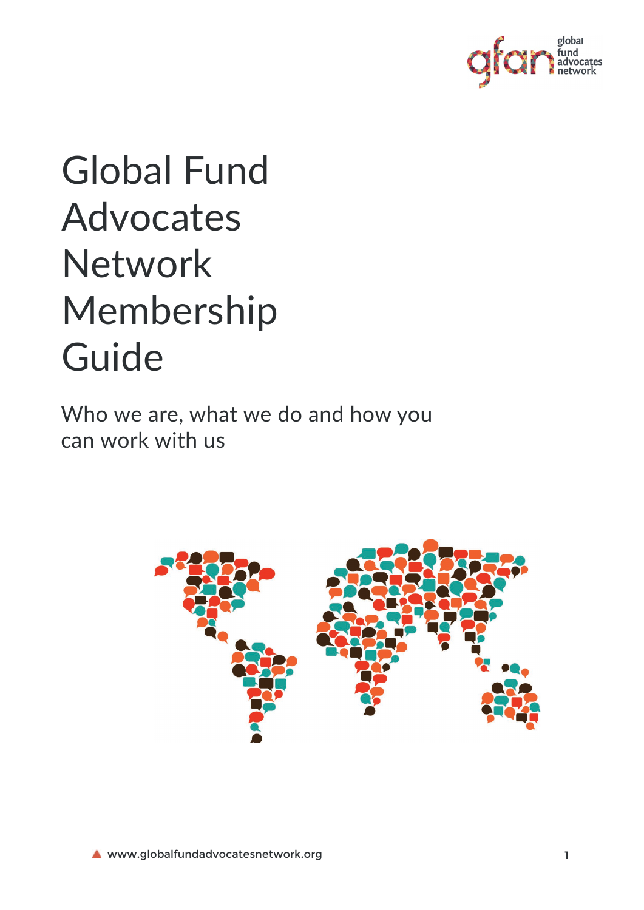# Global Fund Advocates Network Membership Guide

Who we are, what we do and how you can work with us

www.globalfundadvocatesnetwork.org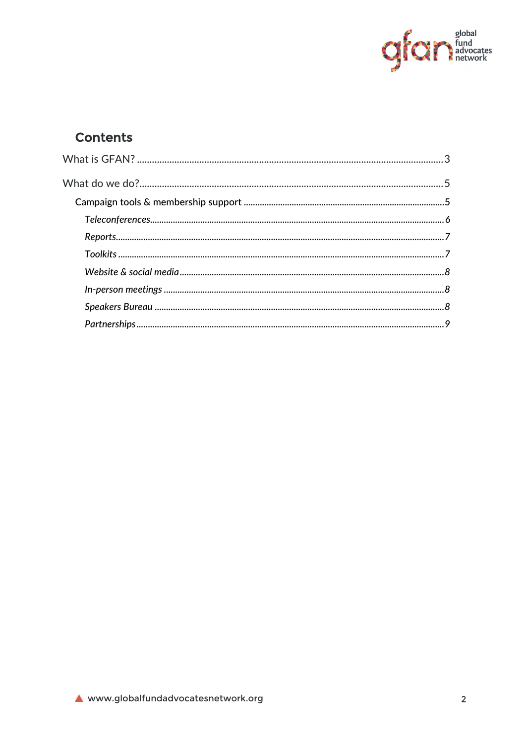## Contents

What is GFAN? ........................................................................................................................ 3

What do we do? ...................................................................................................................... 5

- Campaign tools & membership support ......................................................................... 5
  - *Teleconferences* .................................................................................................................. 6
  - *Reports* ............................................................................................................................... 7
  - *Toolkits* .............................................................................................................................. 7
  - *Website & social media* ...................................................................................................... 8
  - *In-person meetings* ............................................................................................................ 8
  - *Speakers Bureau* ................................................................................................................ 8
  - *Partnerships* ...................................................................................................................... 9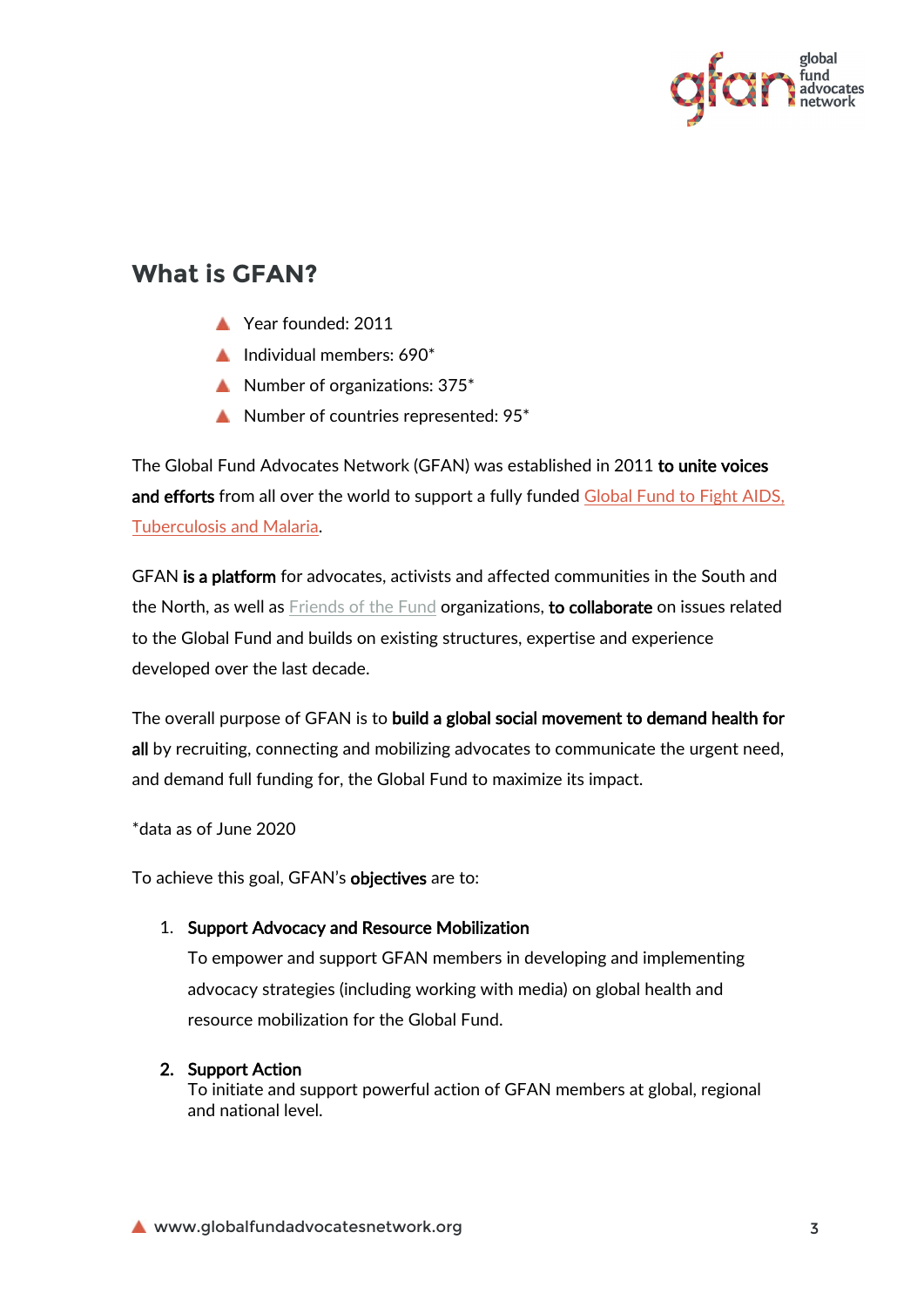## What is GFAN?

- Year founded: 2011
- Individual members: 690*
- Number of organizations: 375*
- Number of countries represented: 95*

The Global Fund Advocates Network (GFAN) was established in 2011 **to unite voices and efforts** from all over the world to support a fully funded Global Fund to Fight AIDS, Tuberculosis and Malaria.

GFAN **is a platform** for advocates, activists and affected communities in the South and the North, as well as Friends of the Fund organizations, **to collaborate** on issues related to the Global Fund and builds on existing structures, expertise and experience developed over the last decade.

The overall purpose of GFAN is to **build a global social movement to demand health for all** by recruiting, connecting and mobilizing advocates to communicate the urgent need, and demand full funding for, the Global Fund to maximize its impact.

*data as of June 2020

To achieve this goal, GFAN's **objectives** are to:

1. **Support Advocacy and Resource Mobilization**
   To empower and support GFAN members in developing and implementing advocacy strategies (including working with media) on global health and resource mobilization for the Global Fund.

2. **Support Action**
   To initiate and support powerful action of GFAN members at global, regional and national level.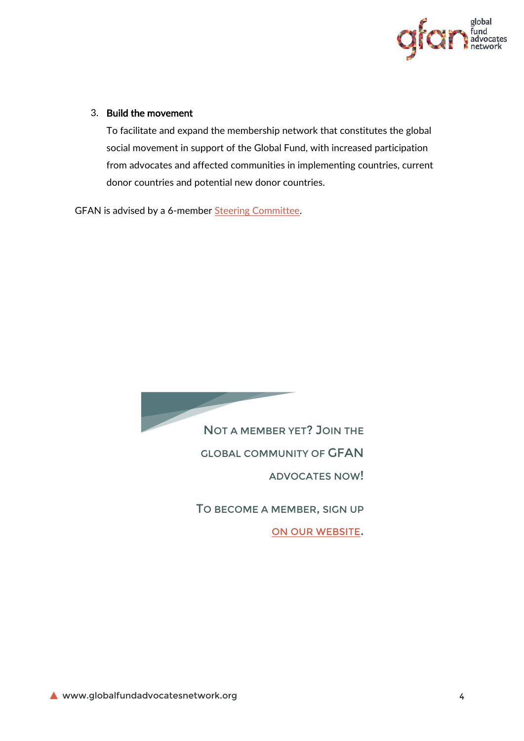3. **Build the movement**
   To facilitate and expand the membership network that constitutes the global social movement in support of the Global Fund, with increased participation from advocates and affected communities in implementing countries, current donor countries and potential new donor countries.

GFAN is advised by a 6-member Steering Committee.

Not a member yet? Join the global community of GFAN advocates now!

To become a member, sign up on our website.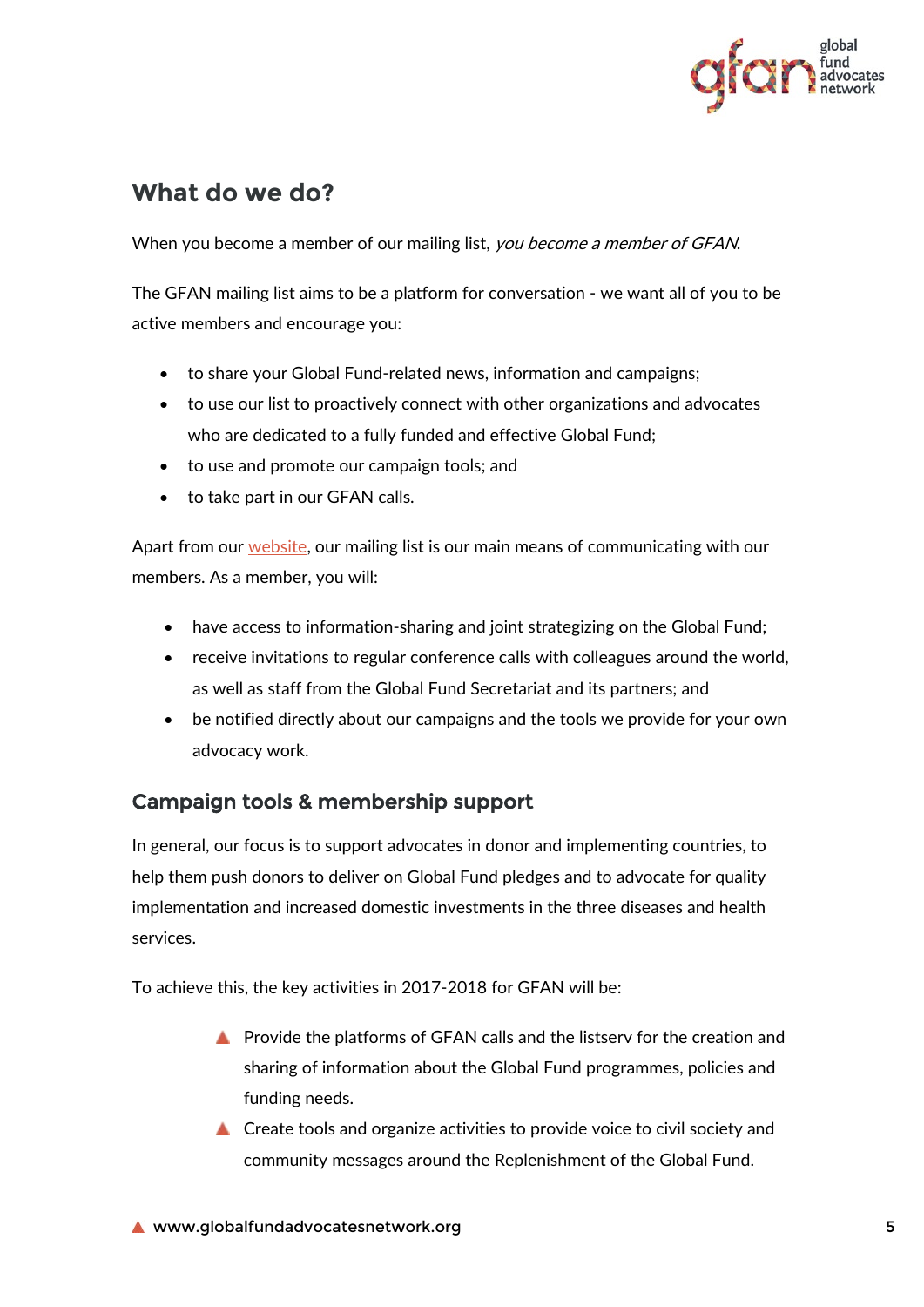## What do we do?

When you become a member of our mailing list, *you become a member of GFAN.*

The GFAN mailing list aims to be a platform for conversation - we want all of you to be active members and encourage you:

- to share your Global Fund-related news, information and campaigns;
- to use our list to proactively connect with other organizations and advocates who are dedicated to a fully funded and effective Global Fund;
- to use and promote our campaign tools; and
- to take part in our GFAN calls.

Apart from our website, our mailing list is our main means of communicating with our members. As a member, you will:

- have access to information-sharing and joint strategizing on the Global Fund;
- receive invitations to regular conference calls with colleagues around the world, as well as staff from the Global Fund Secretariat and its partners; and
- be notified directly about our campaigns and the tools we provide for your own advocacy work.

### Campaign tools & membership support

In general, our focus is to support advocates in donor and implementing countries, to help them push donors to deliver on Global Fund pledges and to advocate for quality implementation and increased domestic investments in the three diseases and health services.

To achieve this, the key activities in 2017-2018 for GFAN will be:

- Provide the platforms of GFAN calls and the listserv for the creation and sharing of information about the Global Fund programmes, policies and funding needs.
- Create tools and organize activities to provide voice to civil society and community messages around the Replenishment of the Global Fund.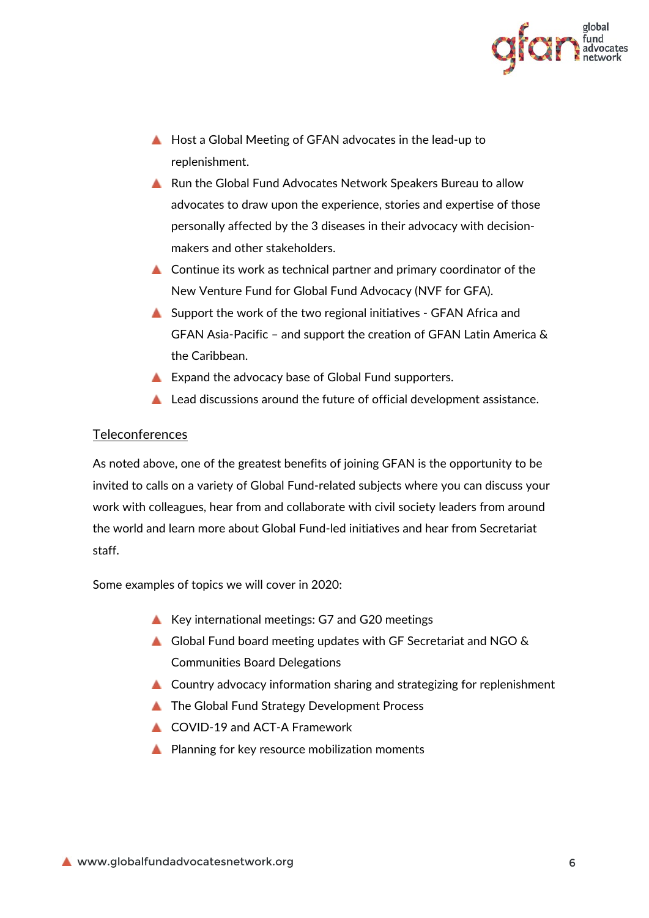- Host a Global Meeting of GFAN advocates in the lead-up to replenishment.
- Run the Global Fund Advocates Network Speakers Bureau to allow advocates to draw upon the experience, stories and expertise of those personally affected by the 3 diseases in their advocacy with decision-makers and other stakeholders.
- Continue its work as technical partner and primary coordinator of the New Venture Fund for Global Fund Advocacy (NVF for GFA).
- Support the work of the two regional initiatives - GFAN Africa and GFAN Asia-Pacific – and support the creation of GFAN Latin America & the Caribbean.
- Expand the advocacy base of Global Fund supporters.
- Lead discussions around the future of official development assistance.

<u>Teleconferences</u>

As noted above, one of the greatest benefits of joining GFAN is the opportunity to be invited to calls on a variety of Global Fund-related subjects where you can discuss your work with colleagues, hear from and collaborate with civil society leaders from around the world and learn more about Global Fund-led initiatives and hear from Secretariat staff.

Some examples of topics we will cover in 2020:

- Key international meetings: G7 and G20 meetings
- Global Fund board meeting updates with GF Secretariat and NGO & Communities Board Delegations
- Country advocacy information sharing and strategizing for replenishment
- The Global Fund Strategy Development Process
- COVID-19 and ACT-A Framework
- Planning for key resource mobilization moments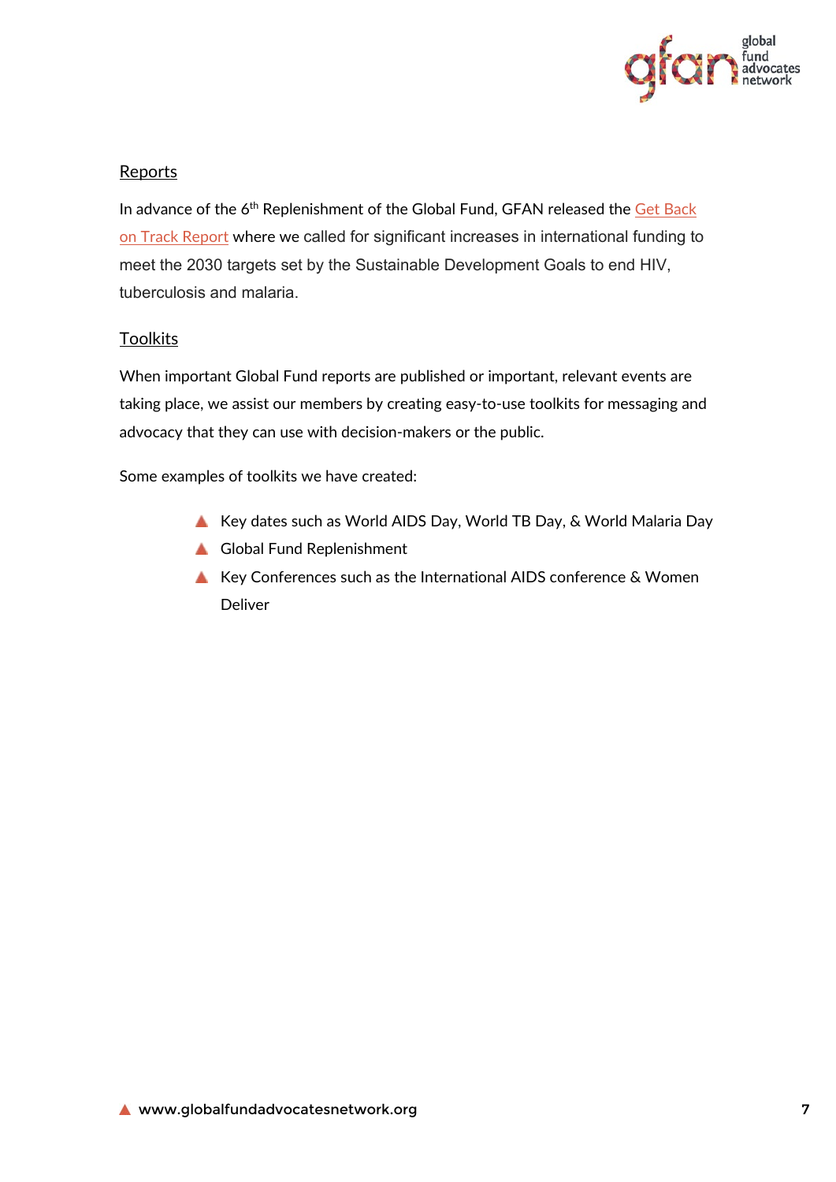## Reports

In advance of the 6th Replenishment of the Global Fund, GFAN released the Get Back on Track Report where we called for significant increases in international funding to meet the 2030 targets set by the Sustainable Development Goals to end HIV, tuberculosis and malaria.

## Toolkits

When important Global Fund reports are published or important, relevant events are taking place, we assist our members by creating easy-to-use toolkits for messaging and advocacy that they can use with decision-makers or the public.

Some examples of toolkits we have created:

- Key dates such as World AIDS Day, World TB Day, & World Malaria Day
- Global Fund Replenishment
- Key Conferences such as the International AIDS conference & Women Deliver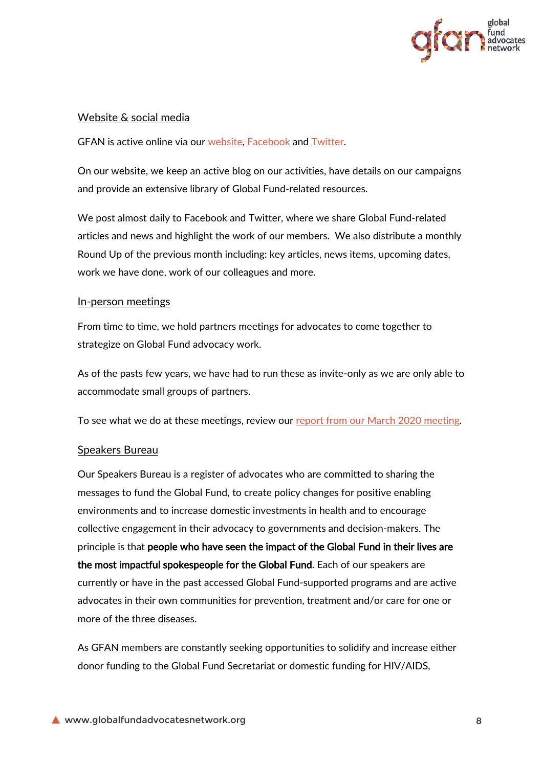## Website & social media

GFAN is active online via our website, Facebook and Twitter.

On our website, we keep an active blog on our activities, have details on our campaigns and provide an extensive library of Global Fund-related resources.

We post almost daily to Facebook and Twitter, where we share Global Fund-related articles and news and highlight the work of our members. We also distribute a monthly Round Up of the previous month including: key articles, news items, upcoming dates, work we have done, work of our colleagues and more.

## In-person meetings

From time to time, we hold partners meetings for advocates to come together to strategize on Global Fund advocacy work.

As of the pasts few years, we have had to run these as invite-only as we are only able to accommodate small groups of partners.

To see what we do at these meetings, review our report from our March 2020 meeting.

## Speakers Bureau

Our Speakers Bureau is a register of advocates who are committed to sharing the messages to fund the Global Fund, to create policy changes for positive enabling environments and to increase domestic investments in health and to encourage collective engagement in their advocacy to governments and decision-makers. The principle is that **people who have seen the impact of the Global Fund in their lives are the most impactful spokespeople for the Global Fund**. Each of our speakers are currently or have in the past accessed Global Fund-supported programs and are active advocates in their own communities for prevention, treatment and/or care for one or more of the three diseases.

As GFAN members are constantly seeking opportunities to solidify and increase either donor funding to the Global Fund Secretariat or domestic funding for HIV/AIDS,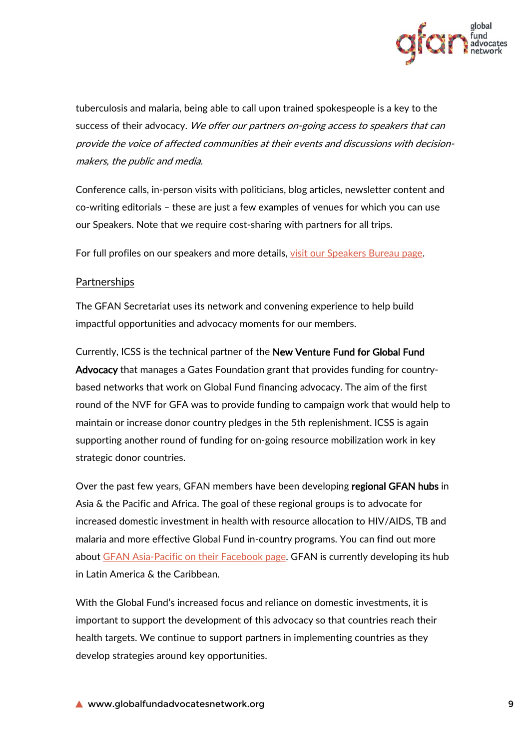tuberculosis and malaria, being able to call upon trained spokespeople is a key to the success of their advocacy. *We offer our partners on-going access to speakers that can provide the voice of affected communities at their events and discussions with decision-makers, the public and media.*

Conference calls, in-person visits with politicians, blog articles, newsletter content and co-writing editorials – these are just a few examples of venues for which you can use our Speakers. Note that we require cost-sharing with partners for all trips.

For full profiles on our speakers and more details, [visit our Speakers Bureau page](#).

## Partnerships

The GFAN Secretariat uses its network and convening experience to help build impactful opportunities and advocacy moments for our members.

Currently, ICSS is the technical partner of the **New Venture Fund for Global Fund Advocacy** that manages a Gates Foundation grant that provides funding for country-based networks that work on Global Fund financing advocacy. The aim of the first round of the NVF for GFA was to provide funding to campaign work that would help to maintain or increase donor country pledges in the 5th replenishment. ICSS is again supporting another round of funding for on-going resource mobilization work in key strategic donor countries.

Over the past few years, GFAN members have been developing **regional GFAN hubs** in Asia & the Pacific and Africa. The goal of these regional groups is to advocate for increased domestic investment in health with resource allocation to HIV/AIDS, TB and malaria and more effective Global Fund in-country programs. You can find out more about [GFAN Asia-Pacific on their Facebook page](#). GFAN is currently developing its hub in Latin America & the Caribbean.

With the Global Fund's increased focus and reliance on domestic investments, it is important to support the development of this advocacy so that countries reach their health targets. We continue to support partners in implementing countries as they develop strategies around key opportunities.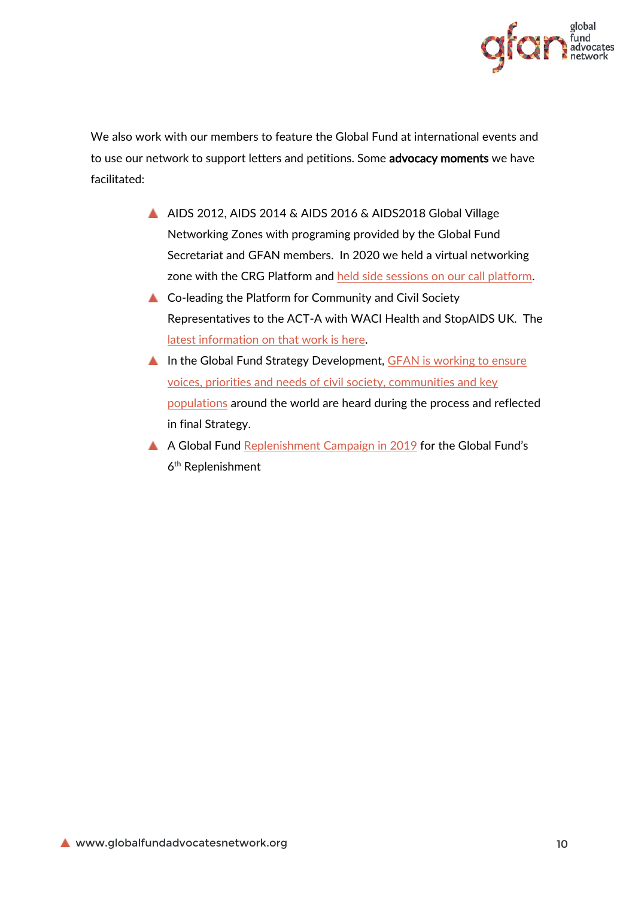We also work with our members to feature the Global Fund at international events and to use our network to support letters and petitions. Some **advocacy moments** we have facilitated:

- AIDS 2012, AIDS 2014 & AIDS 2016 & AIDS2018 Global Village Networking Zones with programing provided by the Global Fund Secretariat and GFAN members. In 2020 we held a virtual networking zone with the CRG Platform and held side sessions on our call platform.
- Co-leading the Platform for Community and Civil Society Representatives to the ACT-A with WACI Health and StopAIDS UK. The latest information on that work is here.
- In the Global Fund Strategy Development, GFAN is working to ensure voices, priorities and needs of civil society, communities and key populations around the world are heard during the process and reflected in final Strategy.
- A Global Fund Replenishment Campaign in 2019 for the Global Fund's 6th Replenishment